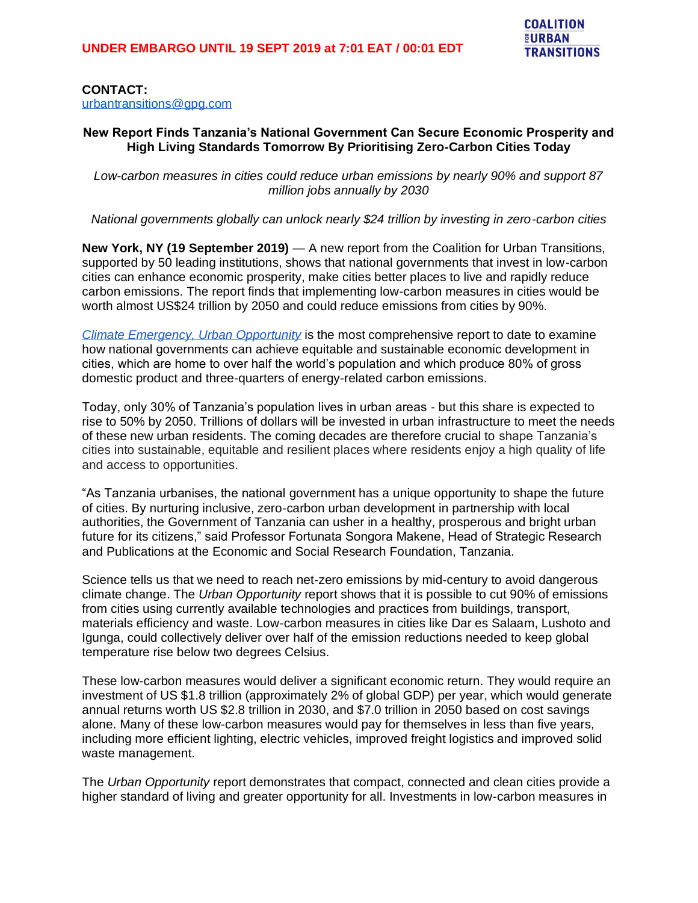**UNDER EMBARGO UNTIL 19 SEPT 2019 at 7:01 EAT / 00:01 EDT**

COALITION FOR URBAN TRANSITIONS

**CONTACT:**
urbantransitions@gpg.com

**New Report Finds Tanzania's National Government Can Secure Economic Prosperity and High Living Standards Tomorrow By Prioritising Zero-Carbon Cities Today**

*Low-carbon measures in cities could reduce urban emissions by nearly 90% and support 87 million jobs annually by 2030*

*National governments globally can unlock nearly $24 trillion by investing in zero-carbon cities*

**New York, NY (19 September 2019)** — A new report from the Coalition for Urban Transitions, supported by 50 leading institutions, shows that national governments that invest in low-carbon cities can enhance economic prosperity, make cities better places to live and rapidly reduce carbon emissions. The report finds that implementing low-carbon measures in cities would be worth almost US$24 trillion by 2050 and could reduce emissions from cities by 90%.

*Climate Emergency, Urban Opportunity* is the most comprehensive report to date to examine how national governments can achieve equitable and sustainable economic development in cities, which are home to over half the world's population and which produce 80% of gross domestic product and three-quarters of energy-related carbon emissions.

Today, only 30% of Tanzania's population lives in urban areas - but this share is expected to rise to 50% by 2050. Trillions of dollars will be invested in urban infrastructure to meet the needs of these new urban residents. The coming decades are therefore crucial to shape Tanzania's cities into sustainable, equitable and resilient places where residents enjoy a high quality of life and access to opportunities.

"As Tanzania urbanises, the national government has a unique opportunity to shape the future of cities. By nurturing inclusive, zero-carbon urban development in partnership with local authorities, the Government of Tanzania can usher in a healthy, prosperous and bright urban future for its citizens," said Professor Fortunata Songora Makene, Head of Strategic Research and Publications at the Economic and Social Research Foundation, Tanzania.

Science tells us that we need to reach net-zero emissions by mid-century to avoid dangerous climate change. The *Urban Opportunity* report shows that it is possible to cut 90% of emissions from cities using currently available technologies and practices from buildings, transport, materials efficiency and waste. Low-carbon measures in cities like Dar es Salaam, Lushoto and Igunga, could collectively deliver over half of the emission reductions needed to keep global temperature rise below two degrees Celsius.

These low-carbon measures would deliver a significant economic return. They would require an investment of US $1.8 trillion (approximately 2% of global GDP) per year, which would generate annual returns worth US $2.8 trillion in 2030, and $7.0 trillion in 2050 based on cost savings alone. Many of these low-carbon measures would pay for themselves in less than five years, including more efficient lighting, electric vehicles, improved freight logistics and improved solid waste management.

The *Urban Opportunity* report demonstrates that compact, connected and clean cities provide a higher standard of living and greater opportunity for all. Investments in low-carbon measures in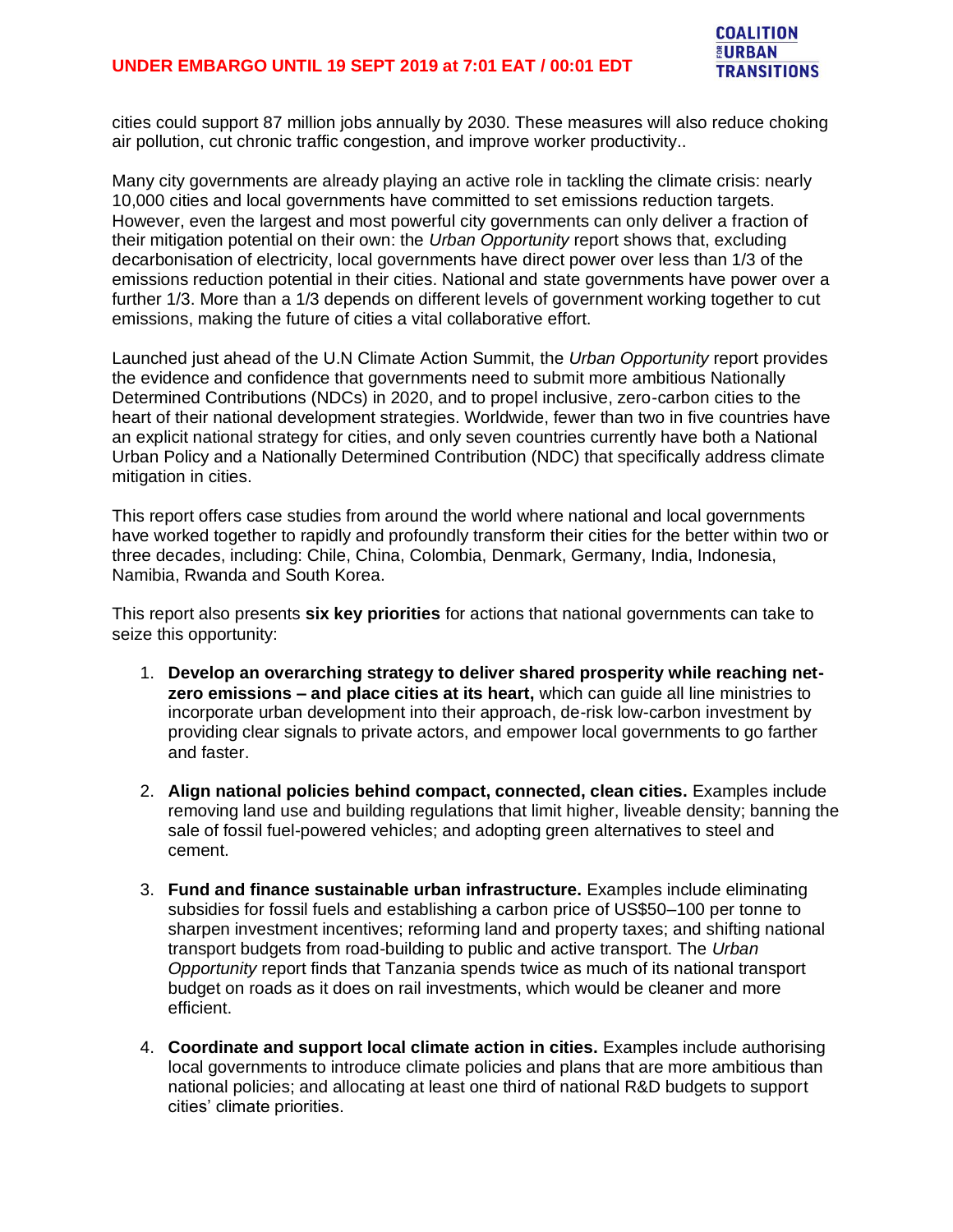cities could support 87 million jobs annually by 2030. These measures will also reduce choking air pollution, cut chronic traffic congestion, and improve worker productivity..

Many city governments are already playing an active role in tackling the climate crisis: nearly 10,000 cities and local governments have committed to set emissions reduction targets. However, even the largest and most powerful city governments can only deliver a fraction of their mitigation potential on their own: the *Urban Opportunity* report shows that, excluding decarbonisation of electricity, local governments have direct power over less than 1/3 of the emissions reduction potential in their cities. National and state governments have power over a further 1/3. More than a 1/3 depends on different levels of government working together to cut emissions, making the future of cities a vital collaborative effort.

Launched just ahead of the U.N Climate Action Summit, the *Urban Opportunity* report provides the evidence and confidence that governments need to submit more ambitious Nationally Determined Contributions (NDCs) in 2020, and to propel inclusive, zero-carbon cities to the heart of their national development strategies. Worldwide, fewer than two in five countries have an explicit national strategy for cities, and only seven countries currently have both a National Urban Policy and a Nationally Determined Contribution (NDC) that specifically address climate mitigation in cities.

This report offers case studies from around the world where national and local governments have worked together to rapidly and profoundly transform their cities for the better within two or three decades, including: Chile, China, Colombia, Denmark, Germany, India, Indonesia, Namibia, Rwanda and South Korea.

This report also presents **six key priorities** for actions that national governments can take to seize this opportunity:

1. **Develop an overarching strategy to deliver shared prosperity while reaching net-zero emissions – and place cities at its heart,** which can guide all line ministries to incorporate urban development into their approach, de-risk low-carbon investment by providing clear signals to private actors, and empower local governments to go farther and faster.

2. **Align national policies behind compact, connected, clean cities.** Examples include removing land use and building regulations that limit higher, liveable density; banning the sale of fossil fuel-powered vehicles; and adopting green alternatives to steel and cement.

3. **Fund and finance sustainable urban infrastructure.** Examples include eliminating subsidies for fossil fuels and establishing a carbon price of US$50–100 per tonne to sharpen investment incentives; reforming land and property taxes; and shifting national transport budgets from road-building to public and active transport. The *Urban Opportunity* report finds that Tanzania spends twice as much of its national transport budget on roads as it does on rail investments, which would be cleaner and more efficient.

4. **Coordinate and support local climate action in cities.** Examples include authorising local governments to introduce climate policies and plans that are more ambitious than national policies; and allocating at least one third of national R&D budgets to support cities' climate priorities.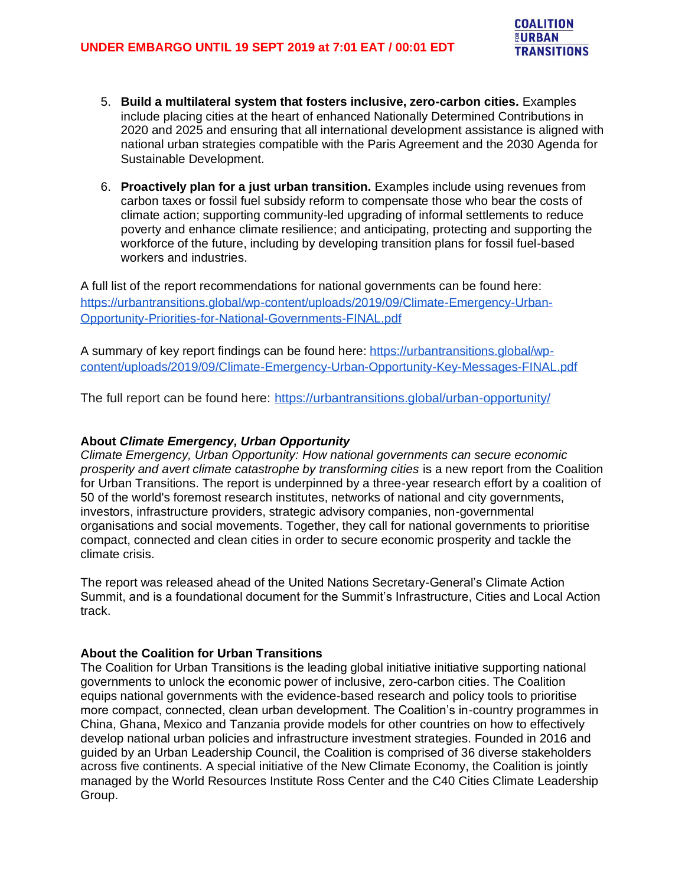5. **Build a multilateral system that fosters inclusive, zero-carbon cities.** Examples include placing cities at the heart of enhanced Nationally Determined Contributions in 2020 and 2025 and ensuring that all international development assistance is aligned with national urban strategies compatible with the Paris Agreement and the 2030 Agenda for Sustainable Development.

6. **Proactively plan for a just urban transition.** Examples include using revenues from carbon taxes or fossil fuel subsidy reform to compensate those who bear the costs of climate action; supporting community-led upgrading of informal settlements to reduce poverty and enhance climate resilience; and anticipating, protecting and supporting the workforce of the future, including by developing transition plans for fossil fuel-based workers and industries.

A full list of the report recommendations for national governments can be found here: https://urbantransitions.global/wp-content/uploads/2019/09/Climate-Emergency-Urban-Opportunity-Priorities-for-National-Governments-FINAL.pdf

A summary of key report findings can be found here: https://urbantransitions.global/wp-content/uploads/2019/09/Climate-Emergency-Urban-Opportunity-Key-Messages-FINAL.pdf

The full report can be found here: https://urbantransitions.global/urban-opportunity/

**About *Climate Emergency, Urban Opportunity***

*Climate Emergency, Urban Opportunity: How national governments can secure economic prosperity and avert climate catastrophe by transforming cities* is a new report from the Coalition for Urban Transitions. The report is underpinned by a three-year research effort by a coalition of 50 of the world's foremost research institutes, networks of national and city governments, investors, infrastructure providers, strategic advisory companies, non-governmental organisations and social movements. Together, they call for national governments to prioritise compact, connected and clean cities in order to secure economic prosperity and tackle the climate crisis.

The report was released ahead of the United Nations Secretary-General's Climate Action Summit, and is a foundational document for the Summit's Infrastructure, Cities and Local Action track.

**About the Coalition for Urban Transitions**

The Coalition for Urban Transitions is the leading global initiative initiative supporting national governments to unlock the economic power of inclusive, zero-carbon cities. The Coalition equips national governments with the evidence-based research and policy tools to prioritise more compact, connected, clean urban development. The Coalition's in-country programmes in China, Ghana, Mexico and Tanzania provide models for other countries on how to effectively develop national urban policies and infrastructure investment strategies. Founded in 2016 and guided by an Urban Leadership Council, the Coalition is comprised of 36 diverse stakeholders across five continents. A special initiative of the New Climate Economy, the Coalition is jointly managed by the World Resources Institute Ross Center and the C40 Cities Climate Leadership Group.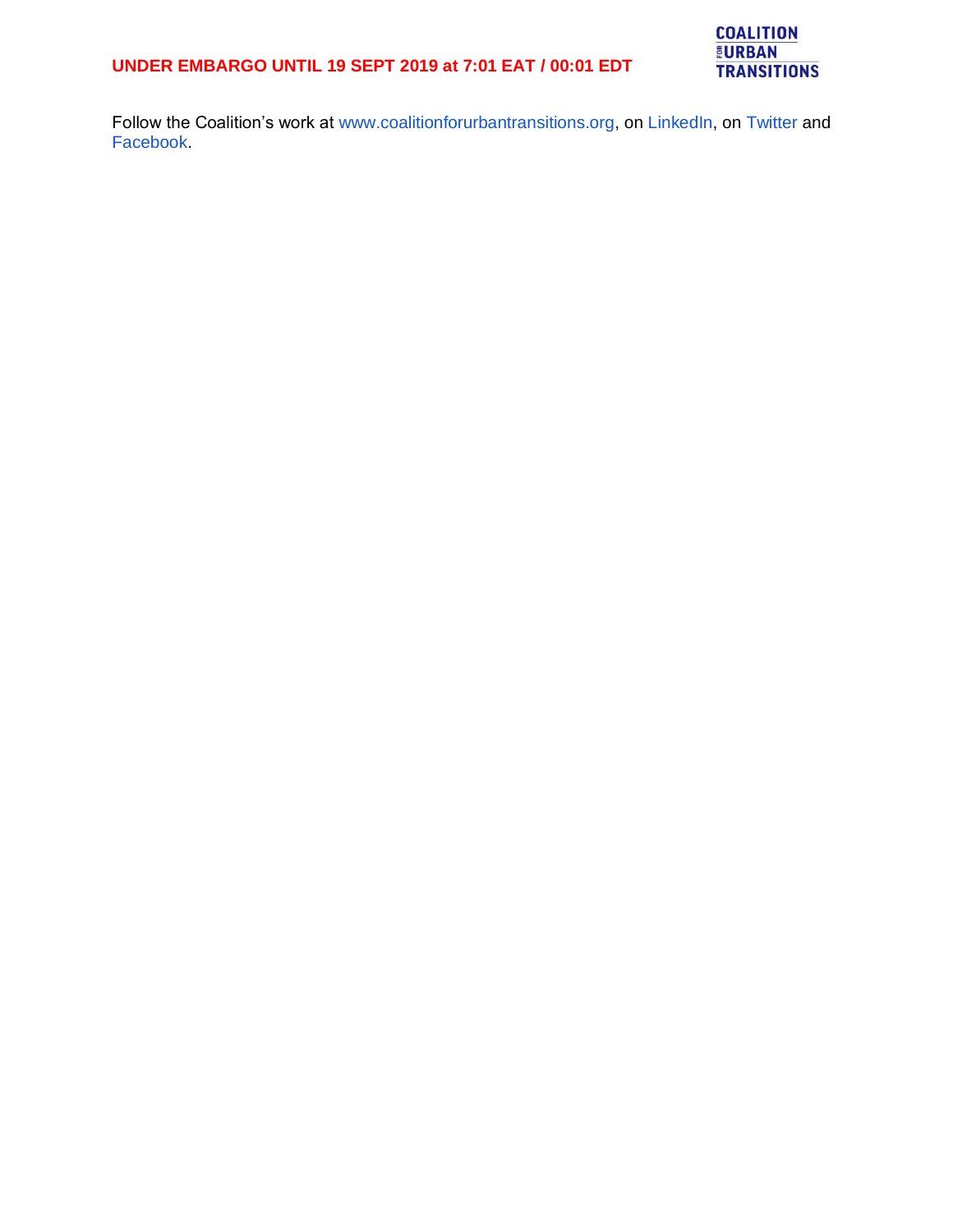Follow the Coalition's work at www.coalitionforurbantransitions.org, on LinkedIn, on Twitter and Facebook.